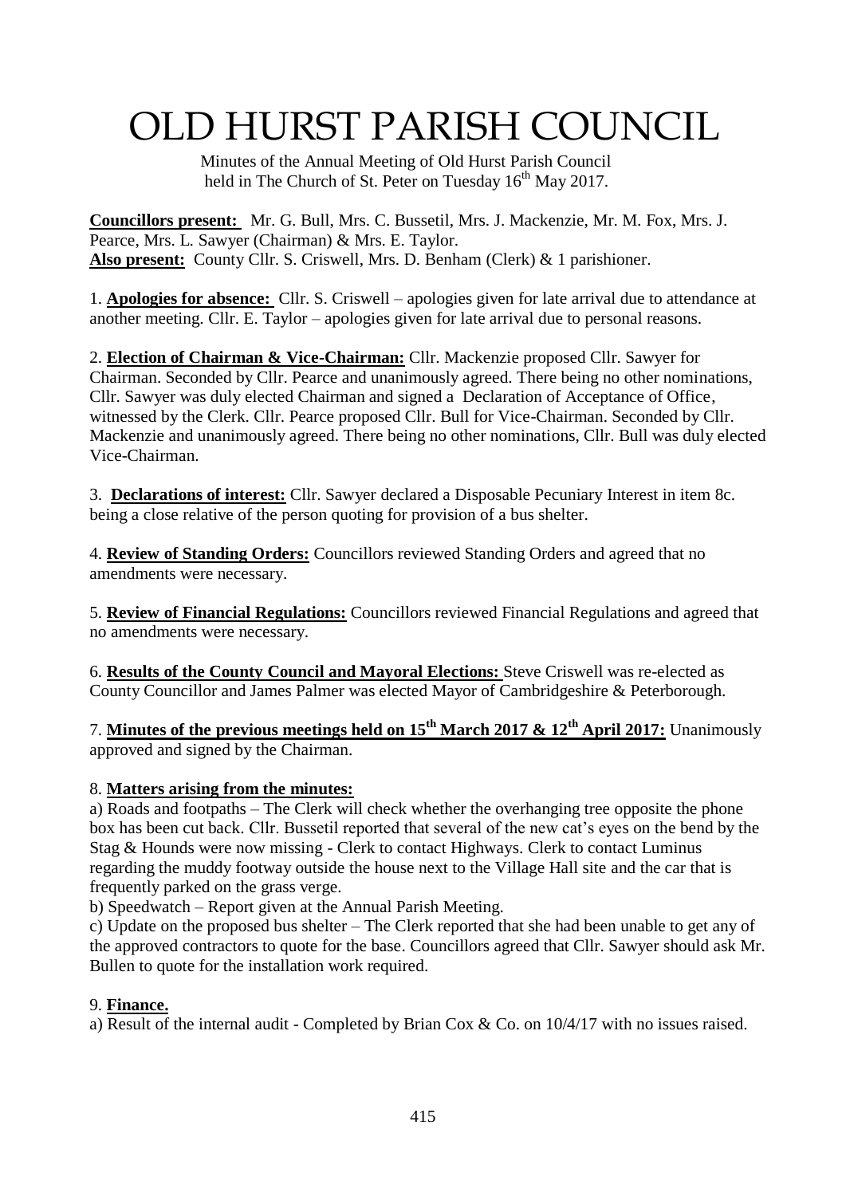# OLD HURST PARISH COUNCIL

Minutes of the Annual Meeting of Old Hurst Parish Council held in The Church of St. Peter on Tuesday 16th May 2017.

**Councillors present:** Mr. G. Bull, Mrs. C. Bussetil, Mrs. J. Mackenzie, Mr. M. Fox, Mrs. J. Pearce, Mrs. L. Sawyer (Chairman) & Mrs. E. Taylor.
**Also present:** County Cllr. S. Criswell, Mrs. D. Benham (Clerk) & 1 parishioner.

1. **Apologies for absence:** Cllr. S. Criswell – apologies given for late arrival due to attendance at another meeting. Cllr. E. Taylor – apologies given for late arrival due to personal reasons.

2. **Election of Chairman & Vice-Chairman:** Cllr. Mackenzie proposed Cllr. Sawyer for Chairman. Seconded by Cllr. Pearce and unanimously agreed. There being no other nominations, Cllr. Sawyer was duly elected Chairman and signed a Declaration of Acceptance of Office, witnessed by the Clerk. Cllr. Pearce proposed Cllr. Bull for Vice-Chairman. Seconded by Cllr. Mackenzie and unanimously agreed. There being no other nominations, Cllr. Bull was duly elected Vice-Chairman.

3. **Declarations of interest:** Cllr. Sawyer declared a Disposable Pecuniary Interest in item 8c. being a close relative of the person quoting for provision of a bus shelter.

4. **Review of Standing Orders:** Councillors reviewed Standing Orders and agreed that no amendments were necessary.

5. **Review of Financial Regulations:** Councillors reviewed Financial Regulations and agreed that no amendments were necessary.

6. **Results of the County Council and Mayoral Elections:** Steve Criswell was re-elected as County Councillor and James Palmer was elected Mayor of Cambridgeshire & Peterborough.

7. **Minutes of the previous meetings held on 15th March 2017 & 12th April 2017:** Unanimously approved and signed by the Chairman.

8. **Matters arising from the minutes:**

a) Roads and footpaths – The Clerk will check whether the overhanging tree opposite the phone box has been cut back. Cllr. Bussetil reported that several of the new cat's eyes on the bend by the Stag & Hounds were now missing - Clerk to contact Highways. Clerk to contact Luminus regarding the muddy footway outside the house next to the Village Hall site and the car that is frequently parked on the grass verge.

b) Speedwatch – Report given at the Annual Parish Meeting.

c) Update on the proposed bus shelter – The Clerk reported that she had been unable to get any of the approved contractors to quote for the base. Councillors agreed that Cllr. Sawyer should ask Mr. Bullen to quote for the installation work required.

9. **Finance.**

a) Result of the internal audit - Completed by Brian Cox & Co. on 10/4/17 with no issues raised.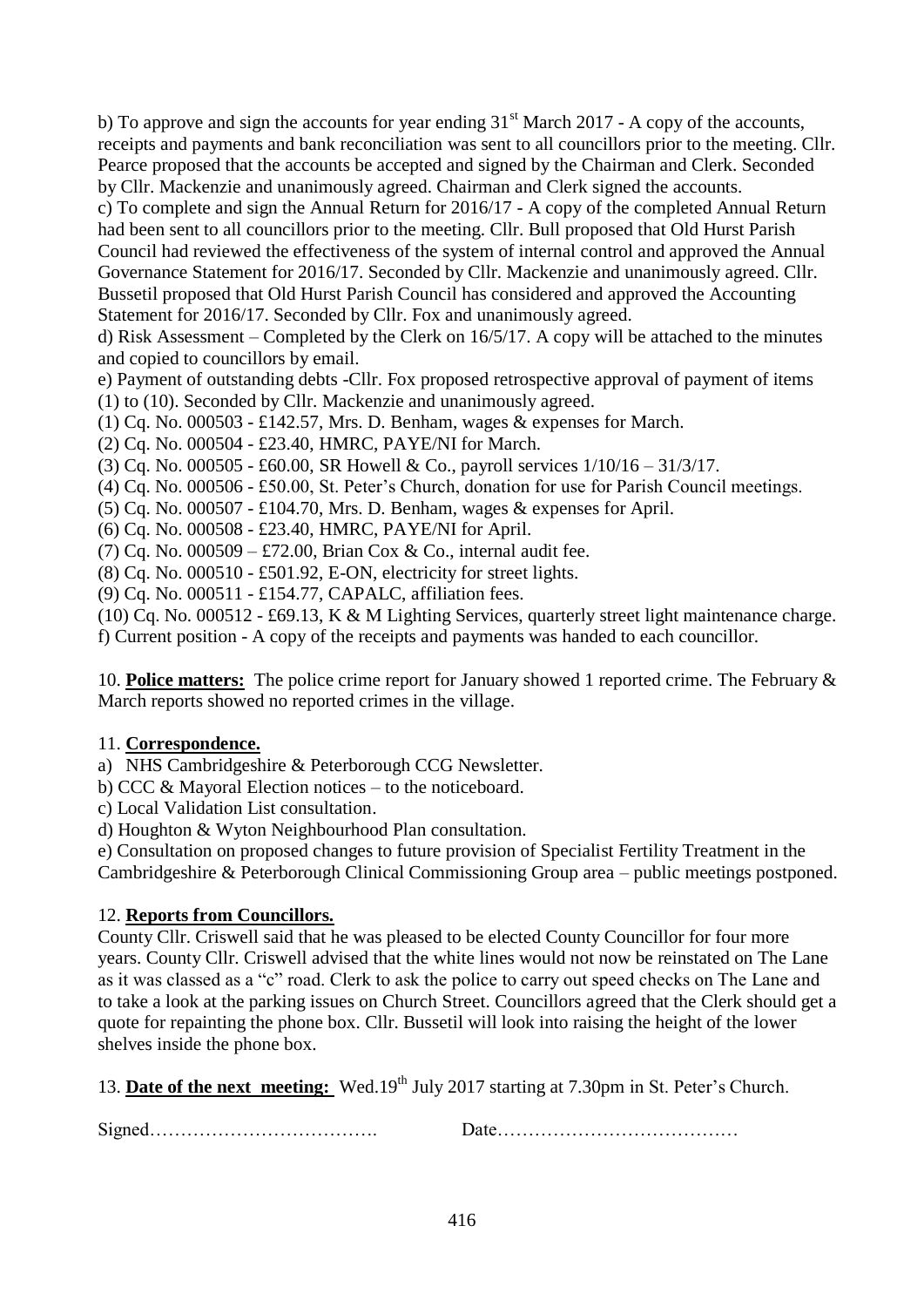b) To approve and sign the accounts for year ending 31st March 2017 - A copy of the accounts, receipts and payments and bank reconciliation was sent to all councillors prior to the meeting. Cllr. Pearce proposed that the accounts be accepted and signed by the Chairman and Clerk. Seconded by Cllr. Mackenzie and unanimously agreed. Chairman and Clerk signed the accounts.

c) To complete and sign the Annual Return for 2016/17 - A copy of the completed Annual Return had been sent to all councillors prior to the meeting. Cllr. Bull proposed that Old Hurst Parish Council had reviewed the effectiveness of the system of internal control and approved the Annual Governance Statement for 2016/17. Seconded by Cllr. Mackenzie and unanimously agreed. Cllr. Bussetil proposed that Old Hurst Parish Council has considered and approved the Accounting Statement for 2016/17. Seconded by Cllr. Fox and unanimously agreed.

d) Risk Assessment – Completed by the Clerk on 16/5/17. A copy will be attached to the minutes and copied to councillors by email.

e) Payment of outstanding debts -Cllr. Fox proposed retrospective approval of payment of items (1) to (10). Seconded by Cllr. Mackenzie and unanimously agreed.

(1) Cq. No. 000503 - £142.57, Mrs. D. Benham, wages & expenses for March.
(2) Cq. No. 000504 - £23.40, HMRC, PAYE/NI for March.
(3) Cq. No. 000505 - £60.00, SR Howell & Co., payroll services 1/10/16 – 31/3/17.
(4) Cq. No. 000506 - £50.00, St. Peter's Church, donation for use for Parish Council meetings.
(5) Cq. No. 000507 - £104.70, Mrs. D. Benham, wages & expenses for April.
(6) Cq. No. 000508 - £23.40, HMRC, PAYE/NI for April.
(7) Cq. No. 000509 – £72.00, Brian Cox & Co., internal audit fee.
(8) Cq. No. 000510 - £501.92, E-ON, electricity for street lights.
(9) Cq. No. 000511 - £154.77, CAPALC, affiliation fees.
(10) Cq. No. 000512 - £69.13, K & M Lighting Services, quarterly street light maintenance charge.

f) Current position - A copy of the receipts and payments was handed to each councillor.

10. **Police matters:** The police crime report for January showed 1 reported crime. The February & March reports showed no reported crimes in the village.

11. **Correspondence.**

a) NHS Cambridgeshire & Peterborough CCG Newsletter.
b) CCC & Mayoral Election notices – to the noticeboard.
c) Local Validation List consultation.
d) Houghton & Wyton Neighbourhood Plan consultation.
e) Consultation on proposed changes to future provision of Specialist Fertility Treatment in the Cambridgeshire & Peterborough Clinical Commissioning Group area – public meetings postponed.

12. **Reports from Councillors.**

County Cllr. Criswell said that he was pleased to be elected County Councillor for four more years. County Cllr. Criswell advised that the white lines would not now be reinstated on The Lane as it was classed as a "c" road. Clerk to ask the police to carry out speed checks on The Lane and to take a look at the parking issues on Church Street. Councillors agreed that the Clerk should get a quote for repainting the phone box. Cllr. Bussetil will look into raising the height of the lower shelves inside the phone box.

13. **Date of the next meeting:** Wed.19th July 2017 starting at 7.30pm in St. Peter's Church.

Signed………………………………. Date…………………………………